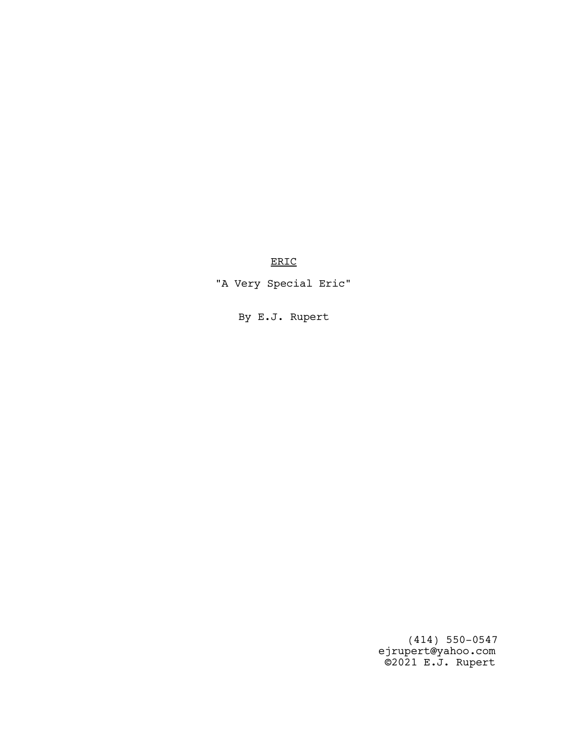<u>ERIC</u>

"A Very Special Eric"

By E.J. Rupert

(414) 550-0547
ejrupert@yahoo.com
©2021 E.J. Rupert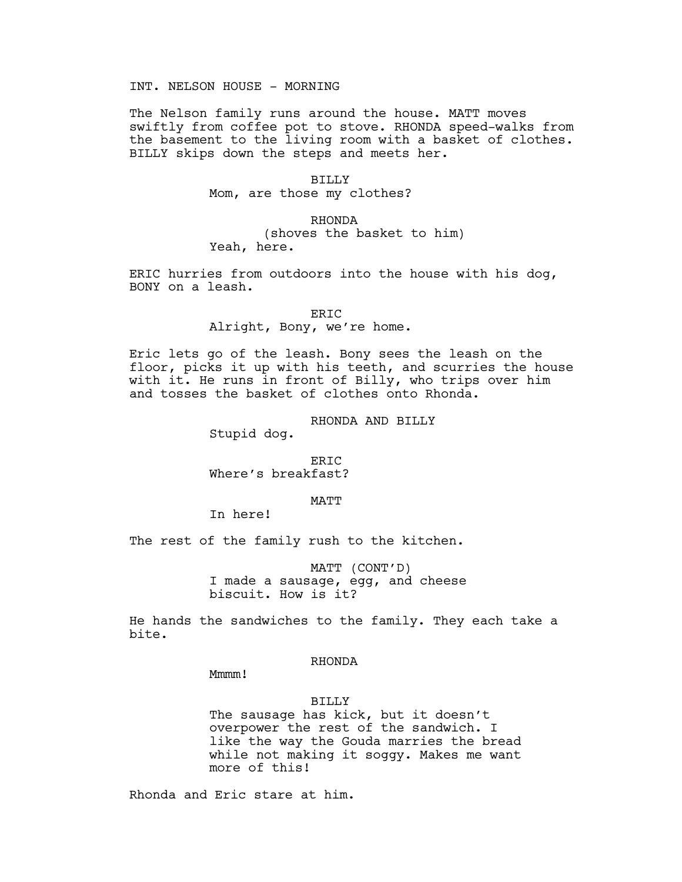INT. NELSON HOUSE - MORNING

The Nelson family runs around the house. MATT moves swiftly from coffee pot to stove. RHONDA speed-walks from the basement to the living room with a basket of clothes. BILLY skips down the steps and meets her.

BILLY
Mom, are those my clothes?

RHONDA
(shoves the basket to him)
Yeah, here.

ERIC hurries from outdoors into the house with his dog, BONY on a leash.

ERIC
Alright, Bony, we're home.

Eric lets go of the leash. Bony sees the leash on the floor, picks it up with his teeth, and scurries the house with it. He runs in front of Billy, who trips over him and tosses the basket of clothes onto Rhonda.

RHONDA AND BILLY
Stupid dog.

ERIC
Where's breakfast?

MATT
In here!

The rest of the family rush to the kitchen.

MATT (CONT'D)
I made a sausage, egg, and cheese biscuit. How is it?

He hands the sandwiches to the family. They each take a bite.

RHONDA
Mmmm!

BILLY
The sausage has kick, but it doesn't overpower the rest of the sandwich. I like the way the Gouda marries the bread while not making it soggy. Makes me want more of this!

Rhonda and Eric stare at him.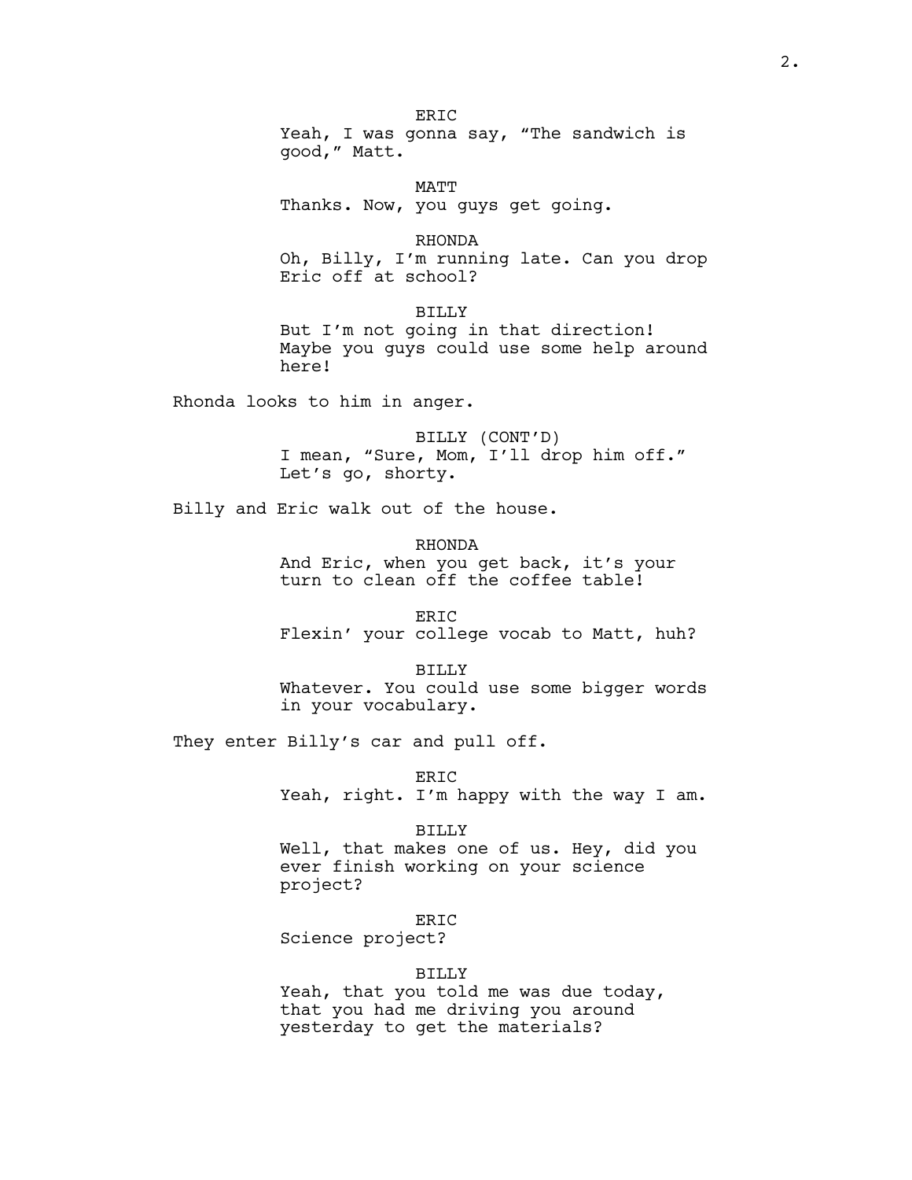ERIC
Yeah, I was gonna say, "The sandwich is good," Matt.

MATT
Thanks. Now, you guys get going.

RHONDA
Oh, Billy, I'm running late. Can you drop Eric off at school?

BILLY
But I'm not going in that direction! Maybe you guys could use some help around here!

Rhonda looks to him in anger.

BILLY (CONT'D)
I mean, "Sure, Mom, I'll drop him off." Let's go, shorty.

Billy and Eric walk out of the house.

RHONDA
And Eric, when you get back, it's your turn to clean off the coffee table!

ERIC
Flexin' your college vocab to Matt, huh?

BILLY
Whatever. You could use some bigger words in your vocabulary.

They enter Billy's car and pull off.

ERIC
Yeah, right. I'm happy with the way I am.

BILLY
Well, that makes one of us. Hey, did you ever finish working on your science project?

ERIC
Science project?

BILLY
Yeah, that you told me was due today, that you had me driving you around yesterday to get the materials?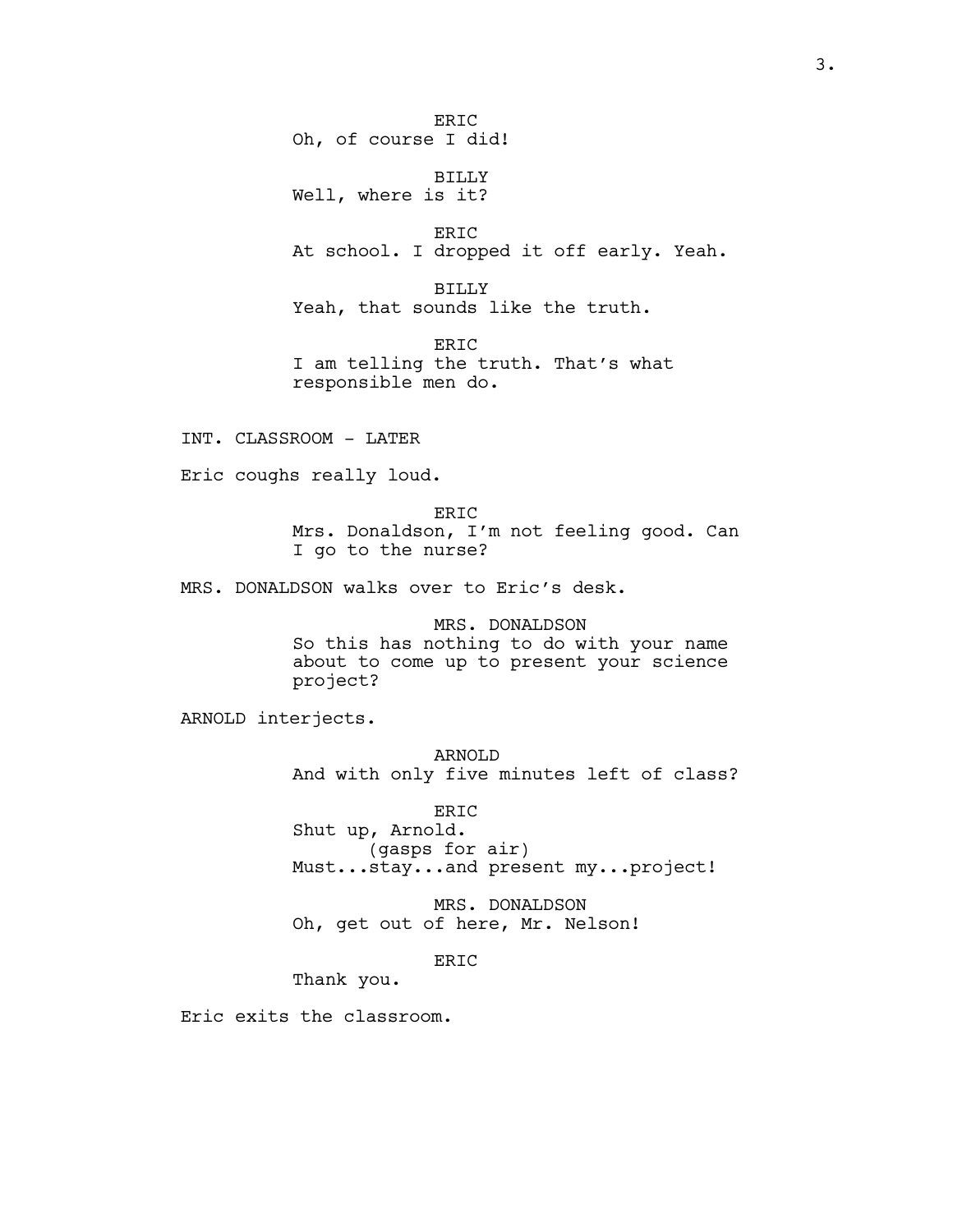ERIC
Oh, of course I did!

BILLY
Well, where is it?

ERIC
At school. I dropped it off early. Yeah.

BILLY
Yeah, that sounds like the truth.

ERIC
I am telling the truth. That's what responsible men do.

INT. CLASSROOM - LATER

Eric coughs really loud.

ERIC
Mrs. Donaldson, I'm not feeling good. Can I go to the nurse?

MRS. DONALDSON walks over to Eric's desk.

MRS. DONALDSON
So this has nothing to do with your name about to come up to present your science project?

ARNOLD interjects.

ARNOLD
And with only five minutes left of class?

ERIC
Shut up, Arnold.
(gasps for air)
Must...stay...and present my...project!

MRS. DONALDSON
Oh, get out of here, Mr. Nelson!

ERIC
Thank you.

Eric exits the classroom.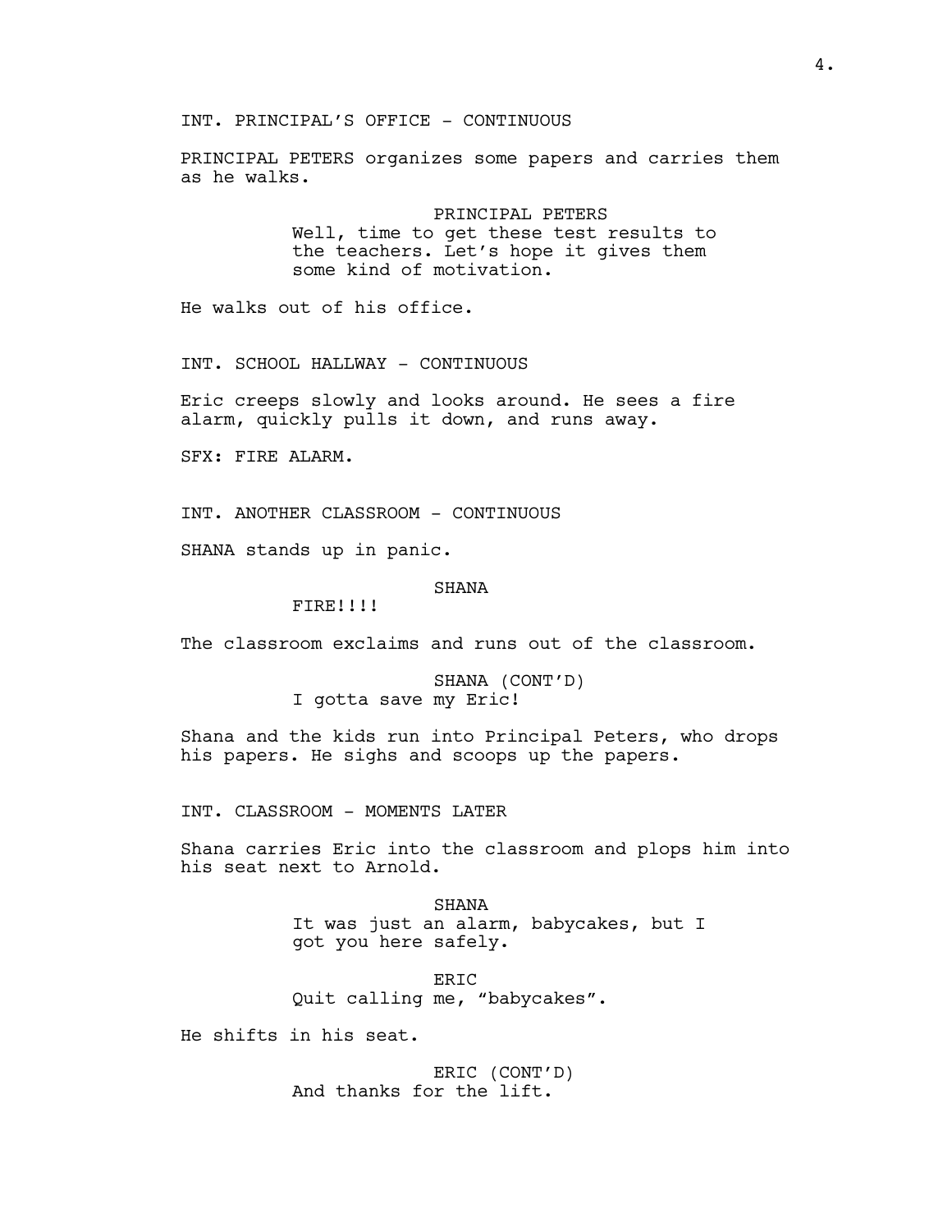INT. PRINCIPAL'S OFFICE - CONTINUOUS

PRINCIPAL PETERS organizes some papers and carries them as he walks.

PRINCIPAL PETERS
Well, time to get these test results to the teachers. Let's hope it gives them some kind of motivation.

He walks out of his office.

INT. SCHOOL HALLWAY - CONTINUOUS

Eric creeps slowly and looks around. He sees a fire alarm, quickly pulls it down, and runs away.

SFX: FIRE ALARM.

INT. ANOTHER CLASSROOM - CONTINUOUS

SHANA stands up in panic.

SHANA
FIRE!!!!

The classroom exclaims and runs out of the classroom.

SHANA (CONT'D)
I gotta save my Eric!

Shana and the kids run into Principal Peters, who drops his papers. He sighs and scoops up the papers.

INT. CLASSROOM - MOMENTS LATER

Shana carries Eric into the classroom and plops him into his seat next to Arnold.

SHANA
It was just an alarm, babycakes, but I got you here safely.

ERIC
Quit calling me, "babycakes".

He shifts in his seat.

ERIC (CONT'D)
And thanks for the lift.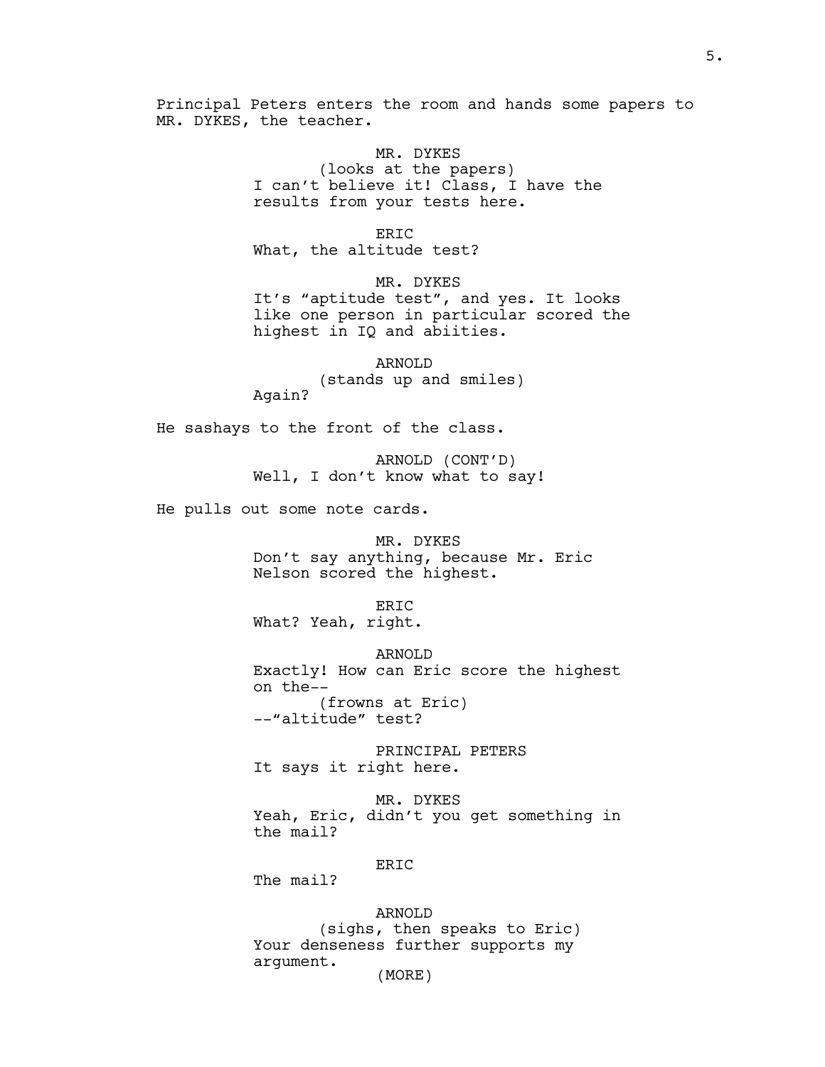Principal Peters enters the room and hands some papers to MR. DYKES, the teacher.

MR. DYKES
(looks at the papers)
I can't believe it! Class, I have the results from your tests here.

ERIC
What, the altitude test?

MR. DYKES
It's "aptitude test", and yes. It looks like one person in particular scored the highest in IQ and abiities.

ARNOLD
(stands up and smiles)
Again?

He sashays to the front of the class.

ARNOLD (CONT'D)
Well, I don't know what to say!

He pulls out some note cards.

MR. DYKES
Don't say anything, because Mr. Eric Nelson scored the highest.

ERIC
What? Yeah, right.

ARNOLD
Exactly! How can Eric score the highest on the--
(frowns at Eric)
--"altitude" test?

PRINCIPAL PETERS
It says it right here.

MR. DYKES
Yeah, Eric, didn't you get something in the mail?

ERIC
The mail?

ARNOLD
(sighs, then speaks to Eric)
Your denseness further supports my argument.
(MORE)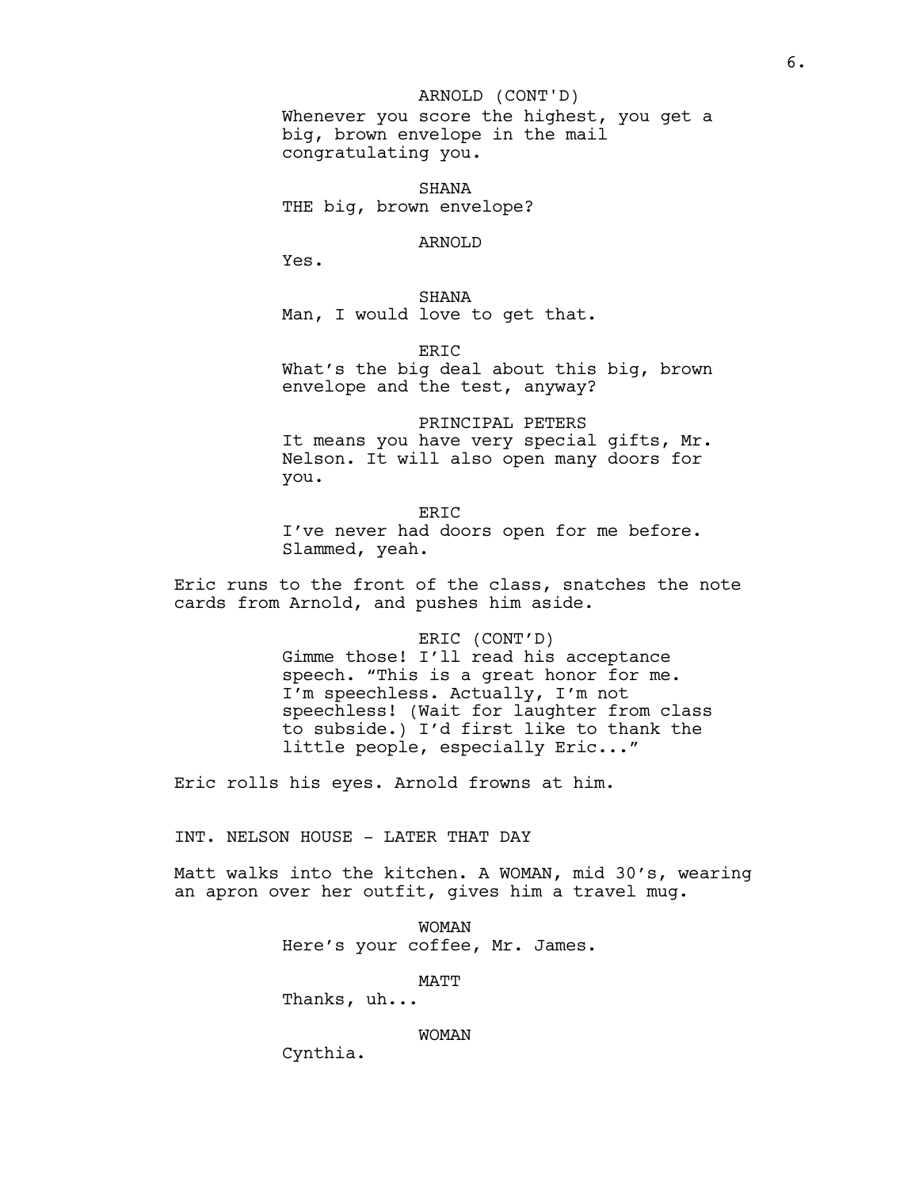ARNOLD (CONT'D)
Whenever you score the highest, you get a big, brown envelope in the mail congratulating you.

SHANA
THE big, brown envelope?

ARNOLD
Yes.

SHANA
Man, I would love to get that.

ERIC
What's the big deal about this big, brown envelope and the test, anyway?

PRINCIPAL PETERS
It means you have very special gifts, Mr. Nelson. It will also open many doors for you.

ERIC
I've never had doors open for me before. Slammed, yeah.

Eric runs to the front of the class, snatches the note cards from Arnold, and pushes him aside.

ERIC (CONT'D)
Gimme those! I'll read his acceptance speech. "This is a great honor for me. I'm speechless. Actually, I'm not speechless! (Wait for laughter from class to subside.) I'd first like to thank the little people, especially Eric..."

Eric rolls his eyes. Arnold frowns at him.

INT. NELSON HOUSE - LATER THAT DAY

Matt walks into the kitchen. A WOMAN, mid 30's, wearing an apron over her outfit, gives him a travel mug.

WOMAN
Here's your coffee, Mr. James.

MATT
Thanks, uh...

WOMAN
Cynthia.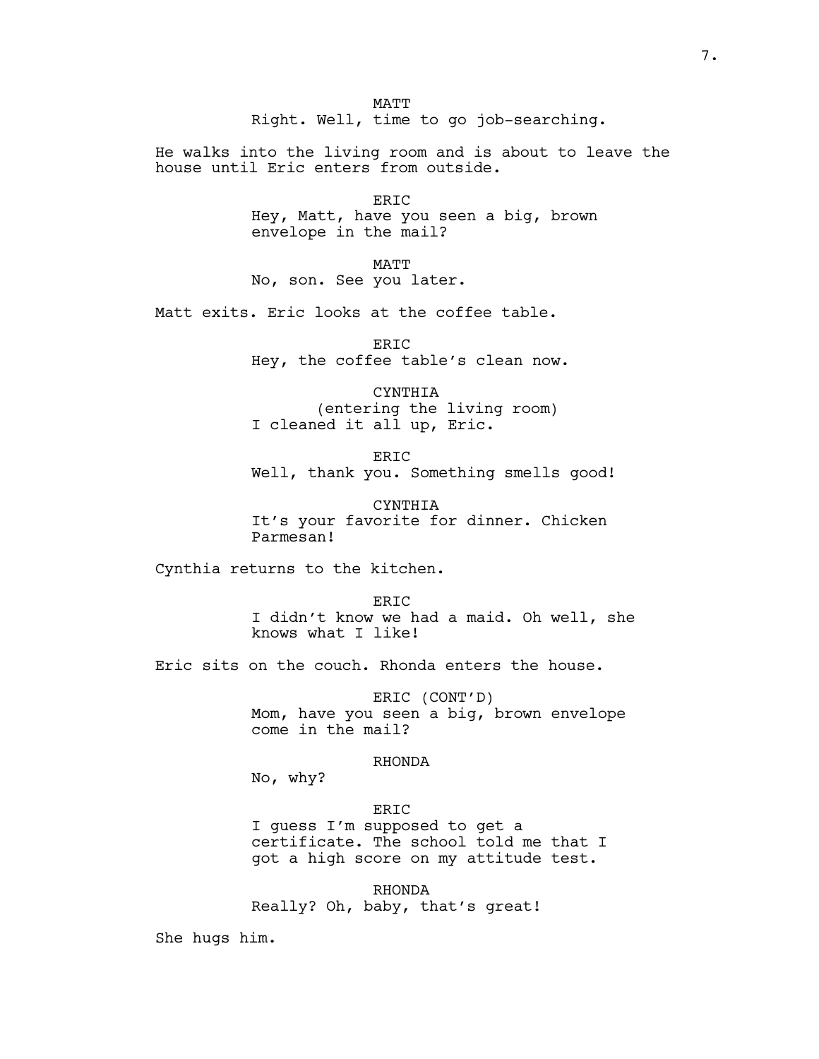MATT

Right. Well, time to go job-searching.

He walks into the living room and is about to leave the house until Eric enters from outside.

ERIC

Hey, Matt, have you seen a big, brown envelope in the mail?

MATT

No, son. See you later.

Matt exits. Eric looks at the coffee table.

ERIC

Hey, the coffee table's clean now.

CYNTHIA

(entering the living room)

I cleaned it all up, Eric.

ERIC

Well, thank you. Something smells good!

CYNTHIA

It's your favorite for dinner. Chicken Parmesan!

Cynthia returns to the kitchen.

ERIC

I didn't know we had a maid. Oh well, she knows what I like!

Eric sits on the couch. Rhonda enters the house.

ERIC (CONT'D)

Mom, have you seen a big, brown envelope come in the mail?

RHONDA

No, why?

ERIC

I guess I'm supposed to get a certificate. The school told me that I got a high score on my attitude test.

RHONDA

Really? Oh, baby, that's great!

She hugs him.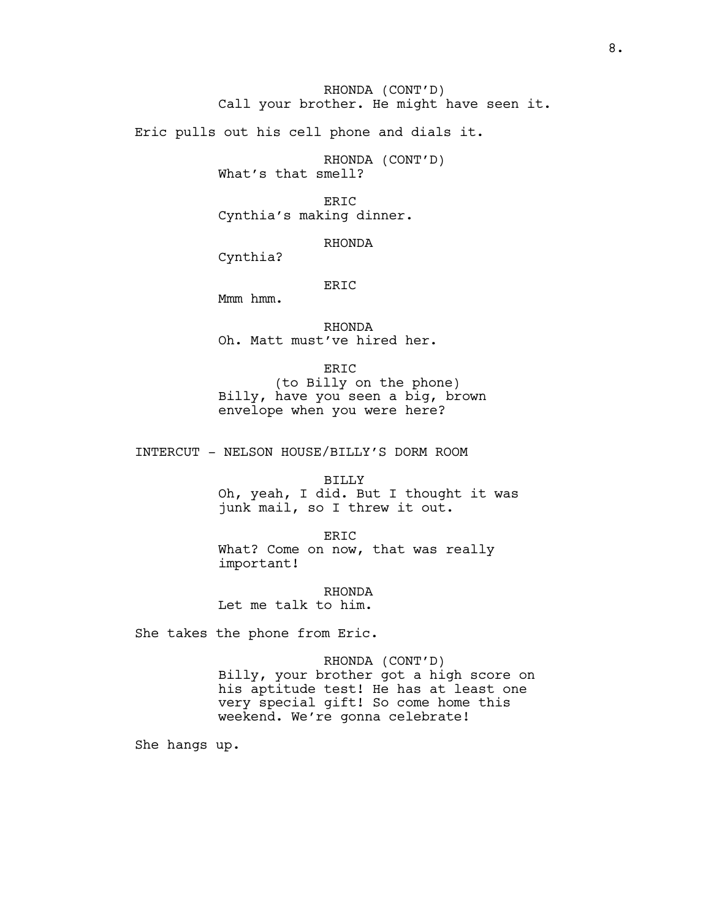RHONDA (CONT'D)
Call your brother. He might have seen it.

Eric pulls out his cell phone and dials it.

RHONDA (CONT'D)
What's that smell?

ERIC
Cynthia's making dinner.

RHONDA
Cynthia?

ERIC
Mmm hmm.

RHONDA
Oh. Matt must've hired her.

ERIC
(to Billy on the phone)
Billy, have you seen a big, brown envelope when you were here?

INTERCUT - NELSON HOUSE/BILLY'S DORM ROOM

BILLY
Oh, yeah, I did. But I thought it was junk mail, so I threw it out.

ERIC
What? Come on now, that was really important!

RHONDA
Let me talk to him.

She takes the phone from Eric.

RHONDA (CONT'D)
Billy, your brother got a high score on his aptitude test! He has at least one very special gift! So come home this weekend. We're gonna celebrate!

She hangs up.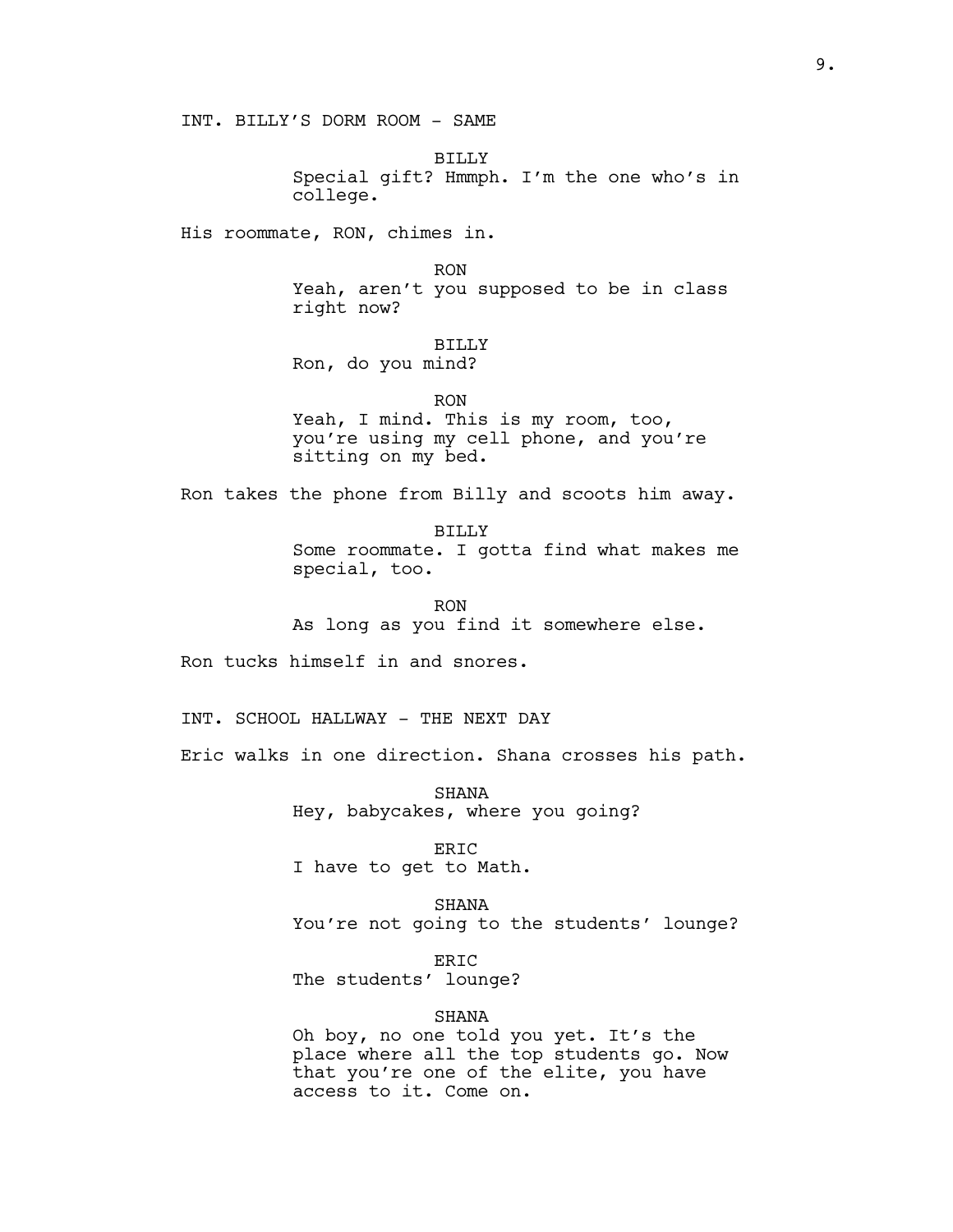INT. BILLY'S DORM ROOM - SAME

BILLY
Special gift? Hmmph. I'm the one who's in college.

His roommate, RON, chimes in.

RON
Yeah, aren't you supposed to be in class right now?

BILLY
Ron, do you mind?

RON
Yeah, I mind. This is my room, too, you're using my cell phone, and you're sitting on my bed.

Ron takes the phone from Billy and scoots him away.

BILLY
Some roommate. I gotta find what makes me special, too.

RON
As long as you find it somewhere else.

Ron tucks himself in and snores.

INT. SCHOOL HALLWAY - THE NEXT DAY

Eric walks in one direction. Shana crosses his path.

SHANA
Hey, babycakes, where you going?

ERIC
I have to get to Math.

SHANA
You're not going to the students' lounge?

ERIC
The students' lounge?

SHANA
Oh boy, no one told you yet. It's the place where all the top students go. Now that you're one of the elite, you have access to it. Come on.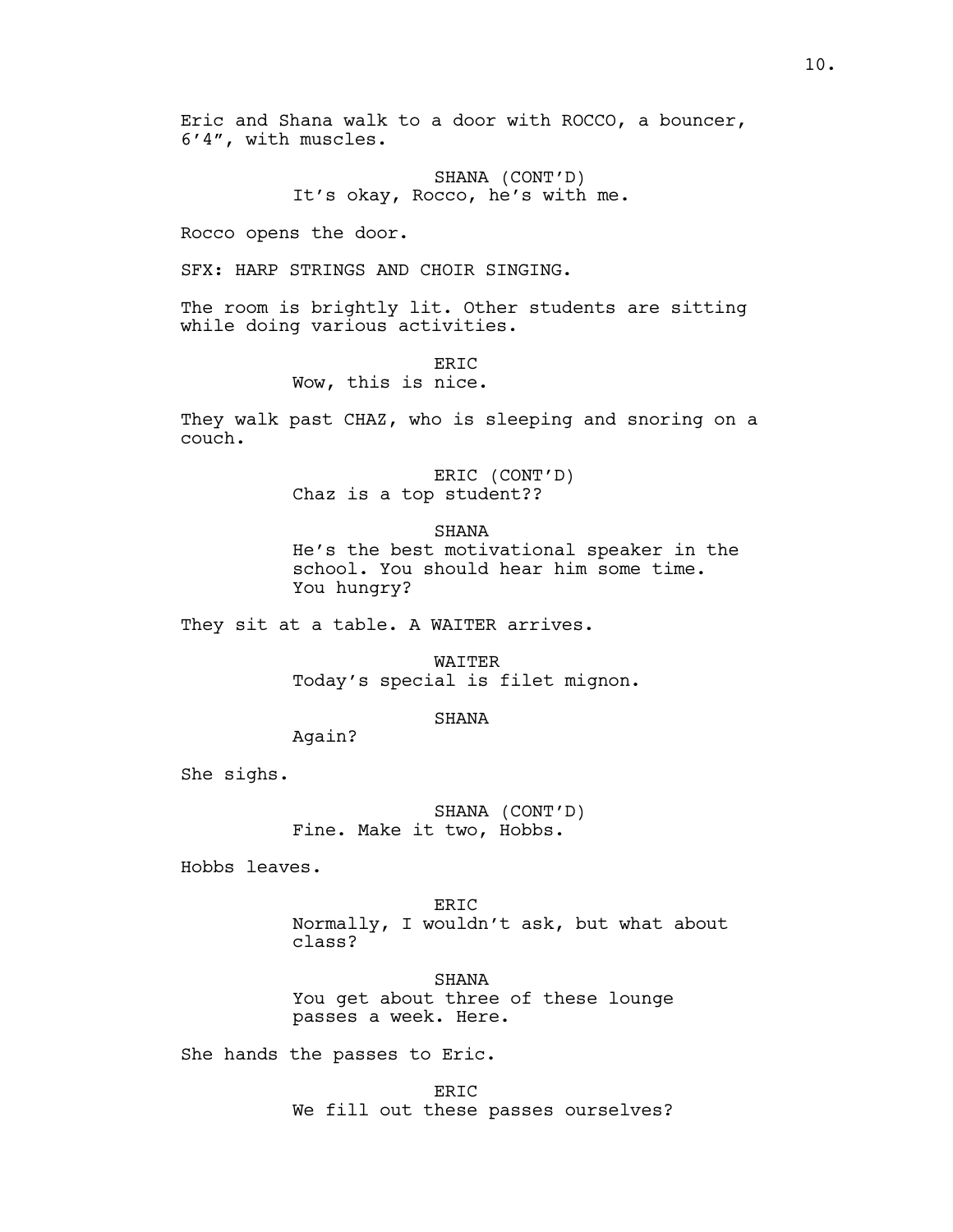Eric and Shana walk to a door with ROCCO, a bouncer, 6'4", with muscles.

SHANA (CONT'D)
It's okay, Rocco, he's with me.

Rocco opens the door.

SFX: HARP STRINGS AND CHOIR SINGING.

The room is brightly lit. Other students are sitting while doing various activities.

ERIC
Wow, this is nice.

They walk past CHAZ, who is sleeping and snoring on a couch.

ERIC (CONT'D)
Chaz is a top student??

SHANA
He's the best motivational speaker in the school. You should hear him some time. You hungry?

They sit at a table. A WAITER arrives.

WAITER
Today's special is filet mignon.

SHANA
Again?

She sighs.

SHANA (CONT'D)
Fine. Make it two, Hobbs.

Hobbs leaves.

ERIC
Normally, I wouldn't ask, but what about class?

SHANA
You get about three of these lounge passes a week. Here.

She hands the passes to Eric.

ERIC
We fill out these passes ourselves?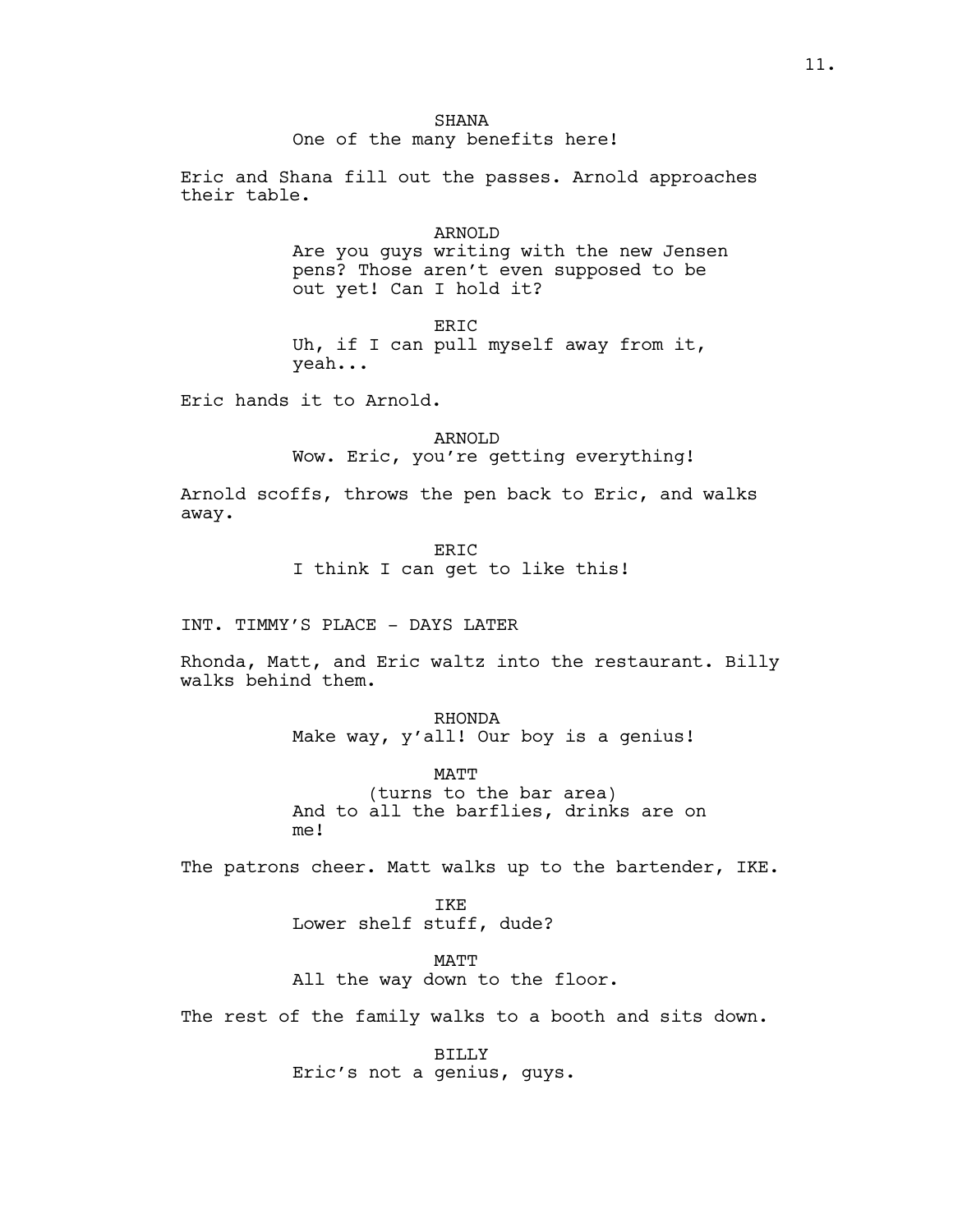SHANA
One of the many benefits here!

Eric and Shana fill out the passes. Arnold approaches their table.

ARNOLD
Are you guys writing with the new Jensen pens? Those aren't even supposed to be out yet! Can I hold it?

ERIC
Uh, if I can pull myself away from it, yeah...

Eric hands it to Arnold.

ARNOLD
Wow. Eric, you're getting everything!

Arnold scoffs, throws the pen back to Eric, and walks away.

ERIC
I think I can get to like this!

INT. TIMMY'S PLACE - DAYS LATER

Rhonda, Matt, and Eric waltz into the restaurant. Billy walks behind them.

RHONDA
Make way, y'all! Our boy is a genius!

MATT
(turns to the bar area)
And to all the barflies, drinks are on me!

The patrons cheer. Matt walks up to the bartender, IKE.

IKE
Lower shelf stuff, dude?

MATT
All the way down to the floor.

The rest of the family walks to a booth and sits down.

BILLY
Eric's not a genius, guys.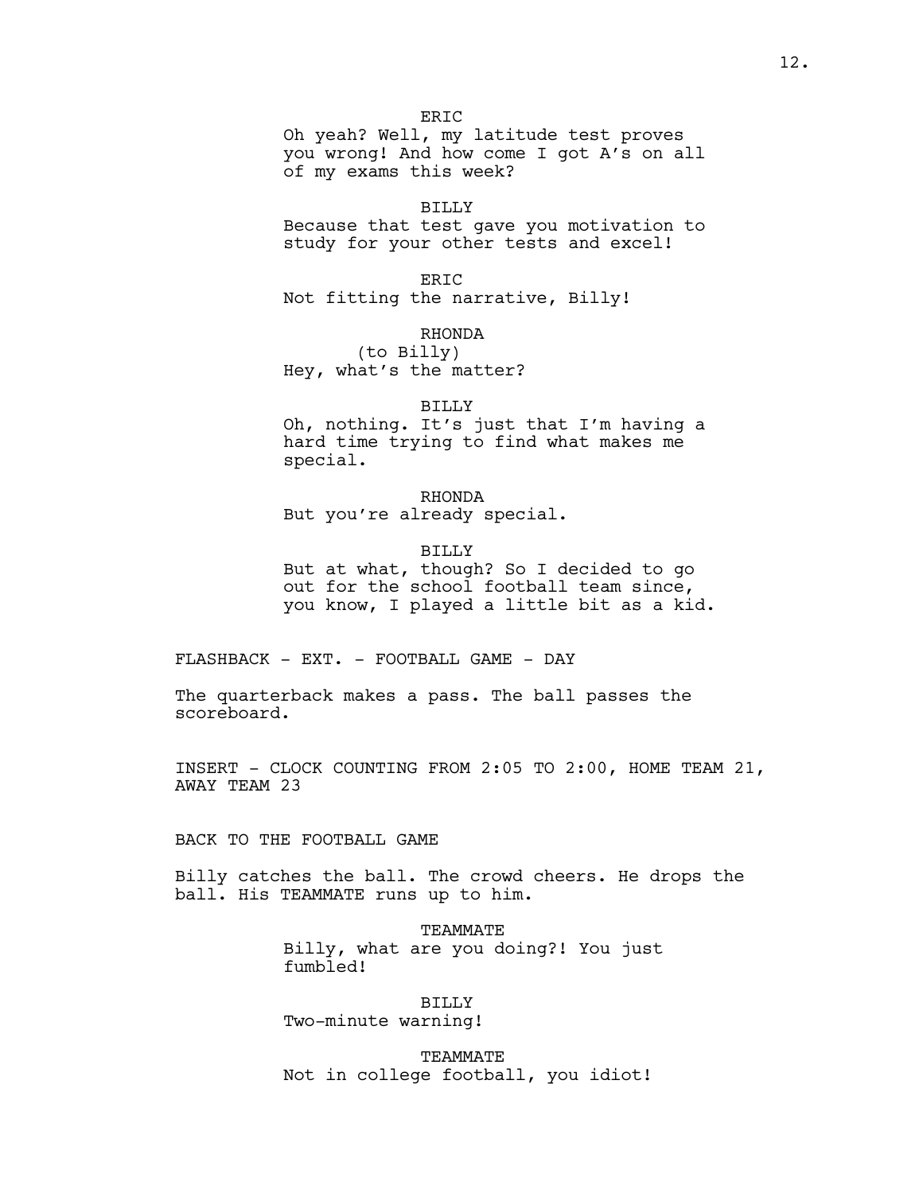ERIC
Oh yeah? Well, my latitude test proves you wrong! And how come I got A's on all of my exams this week?

BILLY
Because that test gave you motivation to study for your other tests and excel!

ERIC
Not fitting the narrative, Billy!

RHONDA
(to Billy)
Hey, what's the matter?

BILLY
Oh, nothing. It's just that I'm having a hard time trying to find what makes me special.

RHONDA
But you're already special.

BILLY
But at what, though? So I decided to go out for the school football team since, you know, I played a little bit as a kid.

FLASHBACK - EXT. - FOOTBALL GAME - DAY

The quarterback makes a pass. The ball passes the scoreboard.

INSERT - CLOCK COUNTING FROM 2:05 TO 2:00, HOME TEAM 21, AWAY TEAM 23

BACK TO THE FOOTBALL GAME

Billy catches the ball. The crowd cheers. He drops the ball. His TEAMMATE runs up to him.

TEAMMATE
Billy, what are you doing?! You just fumbled!

BILLY
Two-minute warning!

TEAMMATE
Not in college football, you idiot!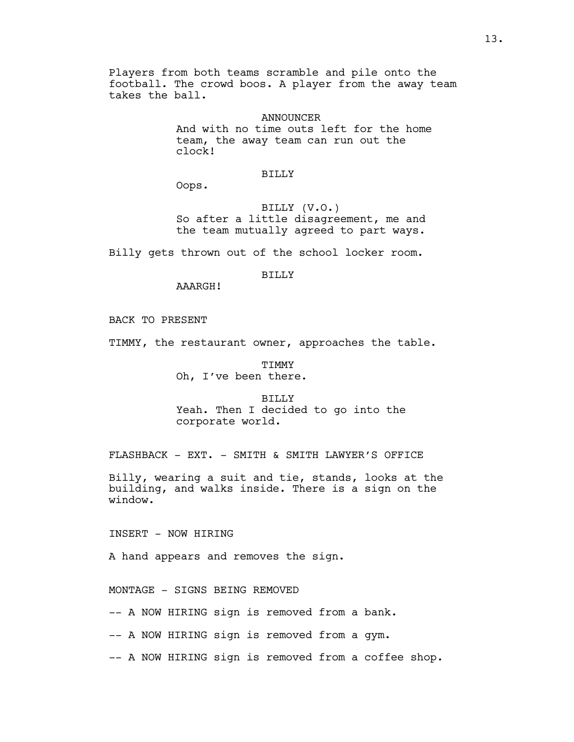Players from both teams scramble and pile onto the football. The crowd boos. A player from the away team takes the ball.

ANNOUNCER
And with no time outs left for the home team, the away team can run out the clock!

BILLY
Oops.

BILLY (V.O.)
So after a little disagreement, me and the team mutually agreed to part ways.

Billy gets thrown out of the school locker room.

BILLY
AAARGH!

BACK TO PRESENT

TIMMY, the restaurant owner, approaches the table.

TIMMY
Oh, I've been there.

BILLY
Yeah. Then I decided to go into the corporate world.

FLASHBACK - EXT. - SMITH & SMITH LAWYER'S OFFICE

Billy, wearing a suit and tie, stands, looks at the building, and walks inside. There is a sign on the window.

INSERT - NOW HIRING

A hand appears and removes the sign.

MONTAGE - SIGNS BEING REMOVED

-- A NOW HIRING sign is removed from a bank.

-- A NOW HIRING sign is removed from a gym.

-- A NOW HIRING sign is removed from a coffee shop.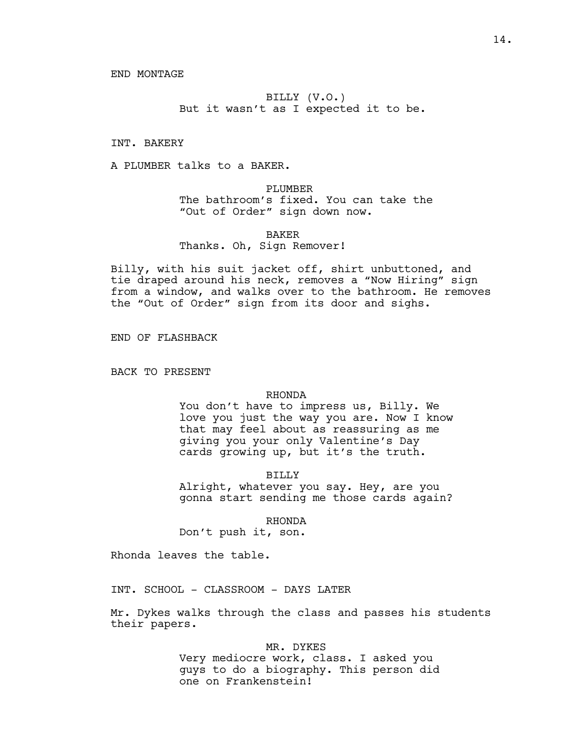END MONTAGE

BILLY (V.O.)
But it wasn't as I expected it to be.

INT. BAKERY

A PLUMBER talks to a BAKER.

PLUMBER
The bathroom's fixed. You can take the "Out of Order" sign down now.

BAKER
Thanks. Oh, Sign Remover!

Billy, with his suit jacket off, shirt unbuttoned, and tie draped around his neck, removes a "Now Hiring" sign from a window, and walks over to the bathroom. He removes the "Out of Order" sign from its door and sighs.

END OF FLASHBACK

BACK TO PRESENT

RHONDA
You don't have to impress us, Billy. We love you just the way you are. Now I know that may feel about as reassuring as me giving you your only Valentine's Day cards growing up, but it's the truth.

BILLY
Alright, whatever you say. Hey, are you gonna start sending me those cards again?

RHONDA
Don't push it, son.

Rhonda leaves the table.

INT. SCHOOL - CLASSROOM - DAYS LATER

Mr. Dykes walks through the class and passes his students their papers.

MR. DYKES
Very mediocre work, class. I asked you guys to do a biography. This person did one on Frankenstein!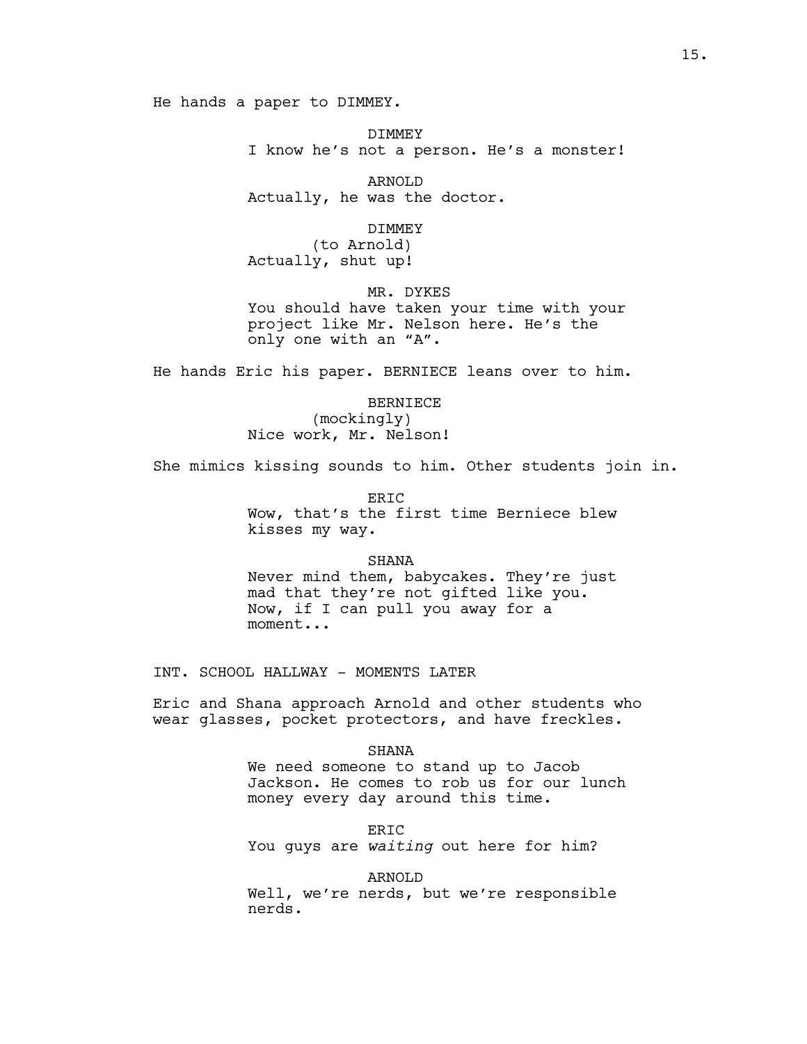He hands a paper to DIMMEY.

DIMMEY
I know he's not a person. He's a monster!

ARNOLD
Actually, he was the doctor.

DIMMEY
(to Arnold)
Actually, shut up!

MR. DYKES
You should have taken your time with your project like Mr. Nelson here. He's the only one with an "A".

He hands Eric his paper. BERNIECE leans over to him.

BERNIECE
(mockingly)
Nice work, Mr. Nelson!

She mimics kissing sounds to him. Other students join in.

ERIC
Wow, that's the first time Berniece blew kisses my way.

SHANA
Never mind them, babycakes. They're just mad that they're not gifted like you. Now, if I can pull you away for a moment...

INT. SCHOOL HALLWAY - MOMENTS LATER

Eric and Shana approach Arnold and other students who wear glasses, pocket protectors, and have freckles.

SHANA
We need someone to stand up to Jacob Jackson. He comes to rob us for our lunch money every day around this time.

ERIC
You guys are *waiting* out here for him?

ARNOLD
Well, we're nerds, but we're responsible nerds.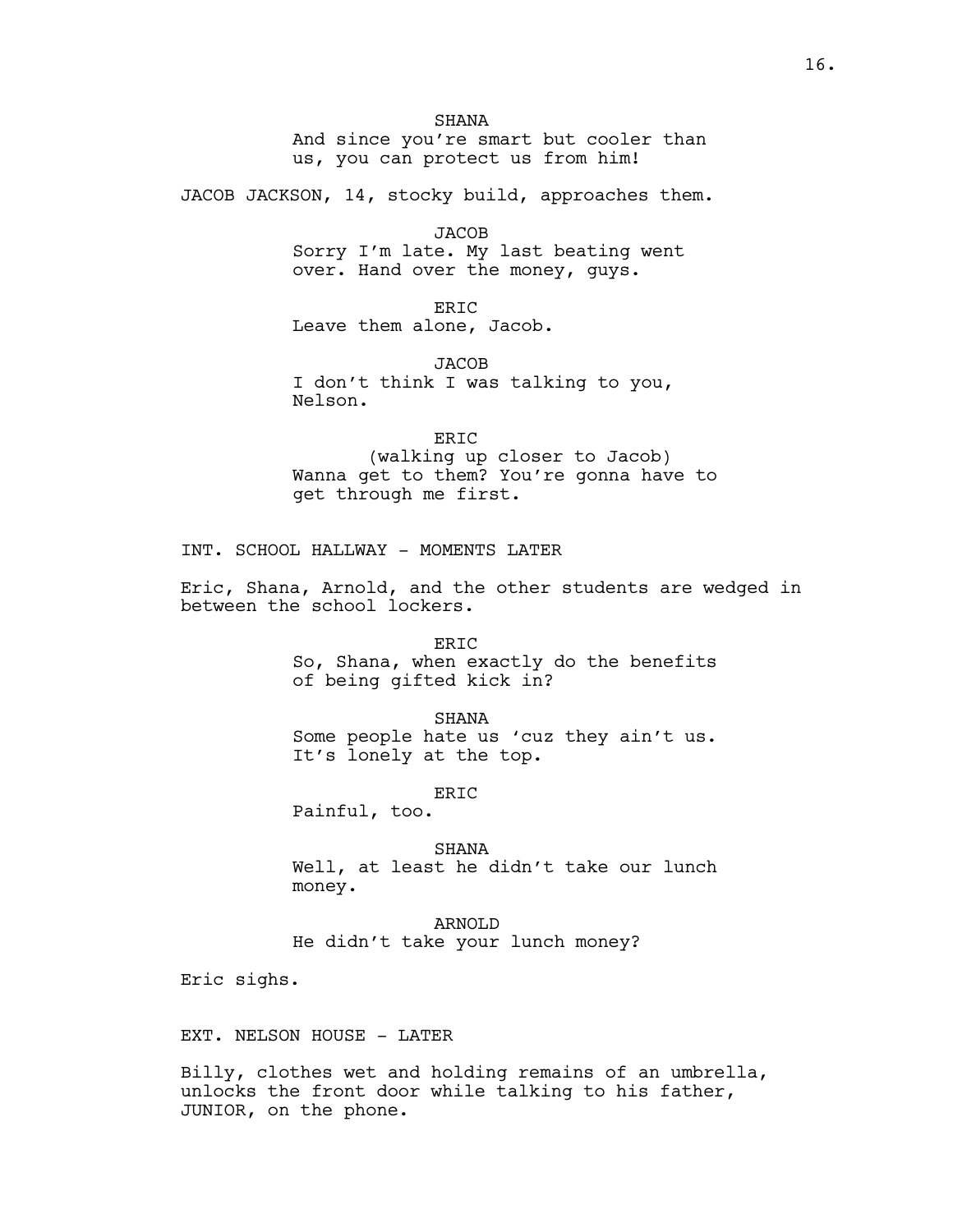SHANA

And since you're smart but cooler than us, you can protect us from him!

JACOB JACKSON, 14, stocky build, approaches them.

JACOB

Sorry I'm late. My last beating went over. Hand over the money, guys.

ERIC

Leave them alone, Jacob.

JACOB

I don't think I was talking to you, Nelson.

ERIC

(walking up closer to Jacob)

Wanna get to them? You're gonna have to get through me first.

INT. SCHOOL HALLWAY - MOMENTS LATER

Eric, Shana, Arnold, and the other students are wedged in between the school lockers.

ERIC

So, Shana, when exactly do the benefits of being gifted kick in?

SHANA

Some people hate us 'cuz they ain't us. It's lonely at the top.

ERIC

Painful, too.

SHANA

Well, at least he didn't take our lunch money.

ARNOLD

He didn't take your lunch money?

Eric sighs.

EXT. NELSON HOUSE - LATER

Billy, clothes wet and holding remains of an umbrella, unlocks the front door while talking to his father, JUNIOR, on the phone.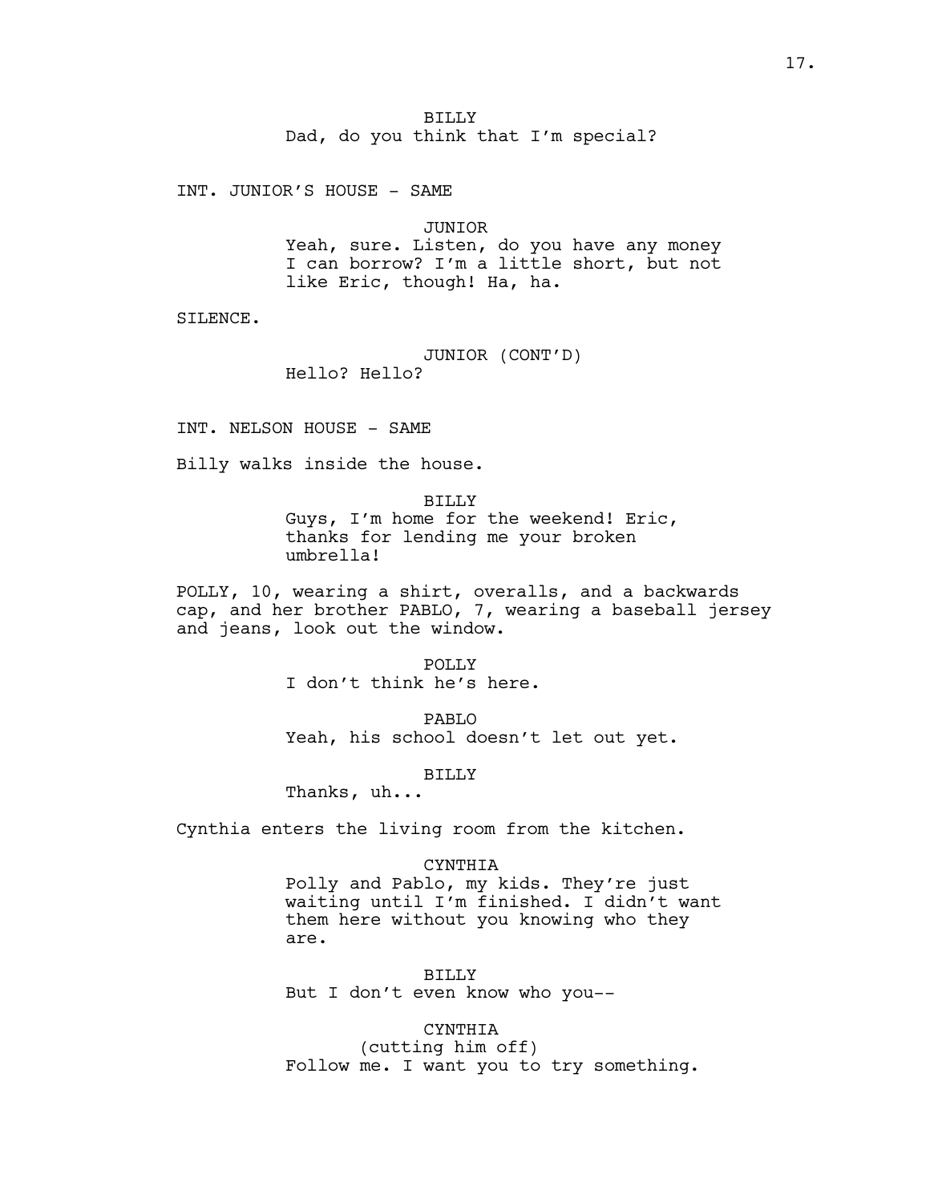BILLY

Dad, do you think that I'm special?

INT. JUNIOR'S HOUSE - SAME

JUNIOR

Yeah, sure. Listen, do you have any money I can borrow? I'm a little short, but not like Eric, though! Ha, ha.

SILENCE.

JUNIOR (CONT'D)

Hello? Hello?

INT. NELSON HOUSE - SAME

Billy walks inside the house.

BILLY

Guys, I'm home for the weekend! Eric, thanks for lending me your broken umbrella!

POLLY, 10, wearing a shirt, overalls, and a backwards cap, and her brother PABLO, 7, wearing a baseball jersey and jeans, look out the window.

POLLY

I don't think he's here.

PABLO

Yeah, his school doesn't let out yet.

BILLY

Thanks, uh...

Cynthia enters the living room from the kitchen.

CYNTHIA

Polly and Pablo, my kids. They're just waiting until I'm finished. I didn't want them here without you knowing who they are.

BILLY

But I don't even know who you--

CYNTHIA

(cutting him off)

Follow me. I want you to try something.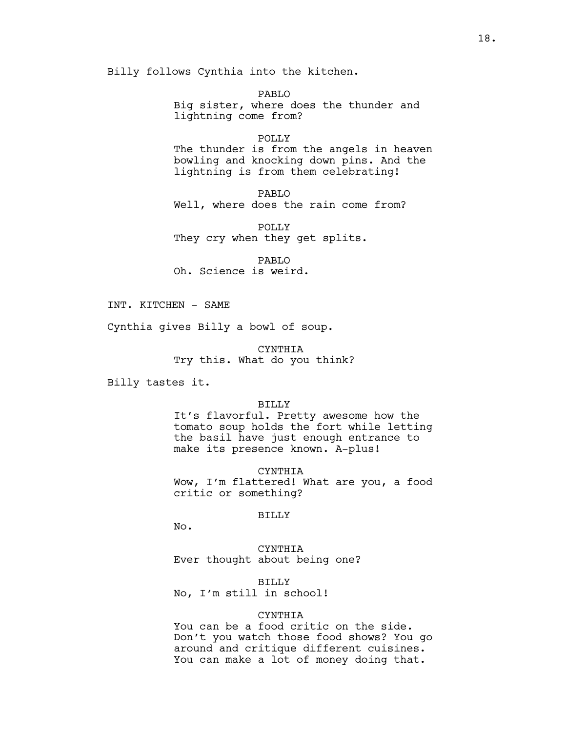Billy follows Cynthia into the kitchen.

PABLO
Big sister, where does the thunder and lightning come from?

POLLY
The thunder is from the angels in heaven bowling and knocking down pins. And the lightning is from them celebrating!

PABLO
Well, where does the rain come from?

POLLY
They cry when they get splits.

PABLO
Oh. Science is weird.

INT. KITCHEN - SAME

Cynthia gives Billy a bowl of soup.

CYNTHIA
Try this. What do you think?

Billy tastes it.

BILLY
It's flavorful. Pretty awesome how the tomato soup holds the fort while letting the basil have just enough entrance to make its presence known. A-plus!

CYNTHIA
Wow, I'm flattered! What are you, a food critic or something?

BILLY
No.

CYNTHIA
Ever thought about being one?

BILLY
No, I'm still in school!

CYNTHIA
You can be a food critic on the side. Don't you watch those food shows? You go around and critique different cuisines. You can make a lot of money doing that.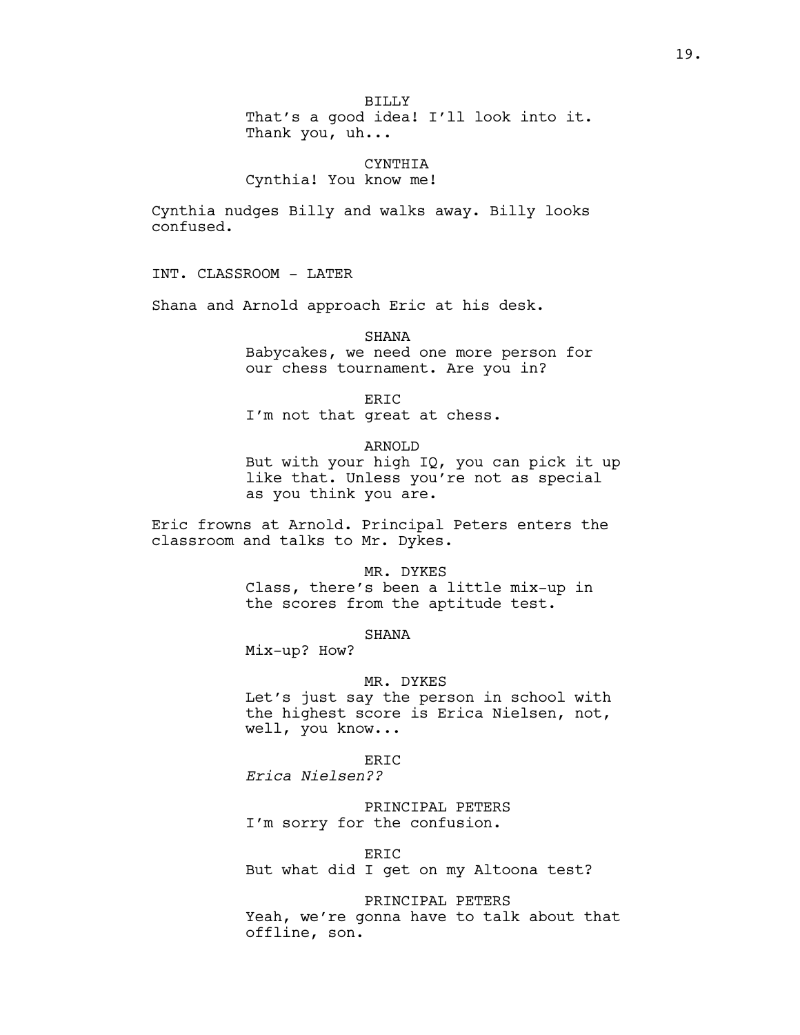BILLY

That's a good idea! I'll look into it. Thank you, uh...

CYNTHIA

Cynthia! You know me!

Cynthia nudges Billy and walks away. Billy looks confused.

INT. CLASSROOM - LATER

Shana and Arnold approach Eric at his desk.

SHANA

Babycakes, we need one more person for our chess tournament. Are you in?

ERIC

I'm not that great at chess.

ARNOLD

But with your high IQ, you can pick it up like that. Unless you're not as special as you think you are.

Eric frowns at Arnold. Principal Peters enters the classroom and talks to Mr. Dykes.

MR. DYKES

Class, there's been a little mix-up in the scores from the aptitude test.

SHANA

Mix-up? How?

MR. DYKES

Let's just say the person in school with the highest score is Erica Nielsen, not, well, you know...

ERIC

*Erica Nielsen??*

PRINCIPAL PETERS

I'm sorry for the confusion.

ERIC

But what did I get on my Altoona test?

PRINCIPAL PETERS

Yeah, we're gonna have to talk about that offline, son.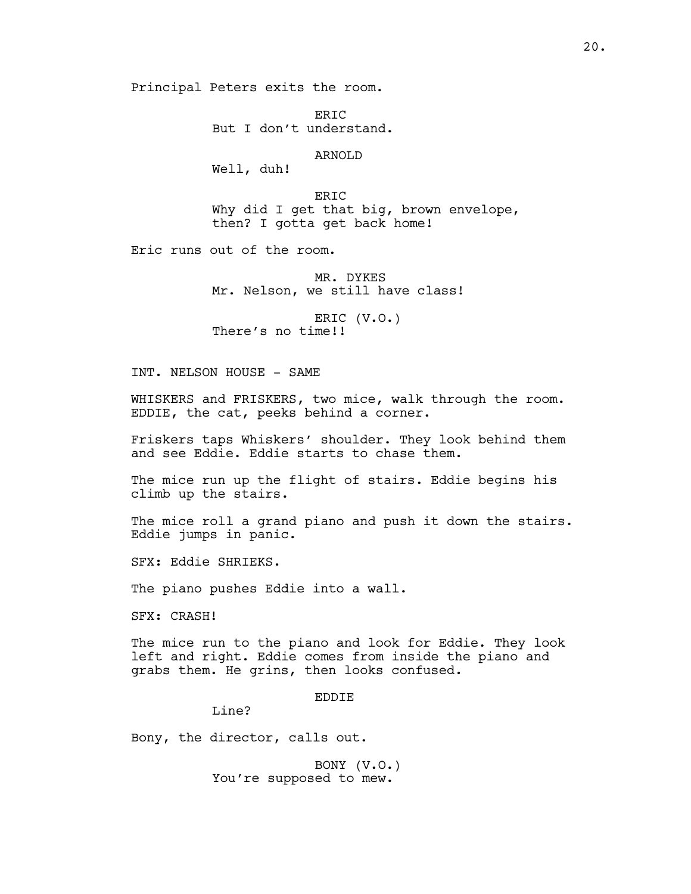Principal Peters exits the room.

ERIC
But I don't understand.

ARNOLD
Well, duh!

ERIC
Why did I get that big, brown envelope, then? I gotta get back home!

Eric runs out of the room.

MR. DYKES
Mr. Nelson, we still have class!

ERIC (V.O.)
There's no time!!

INT. NELSON HOUSE - SAME

WHISKERS and FRISKERS, two mice, walk through the room. EDDIE, the cat, peeks behind a corner.

Friskers taps Whiskers' shoulder. They look behind them and see Eddie. Eddie starts to chase them.

The mice run up the flight of stairs. Eddie begins his climb up the stairs.

The mice roll a grand piano and push it down the stairs. Eddie jumps in panic.

SFX: Eddie SHRIEKS.

The piano pushes Eddie into a wall.

SFX: CRASH!

The mice run to the piano and look for Eddie. They look left and right. Eddie comes from inside the piano and grabs them. He grins, then looks confused.

EDDIE
Line?

Bony, the director, calls out.

BONY (V.O.)
You're supposed to mew.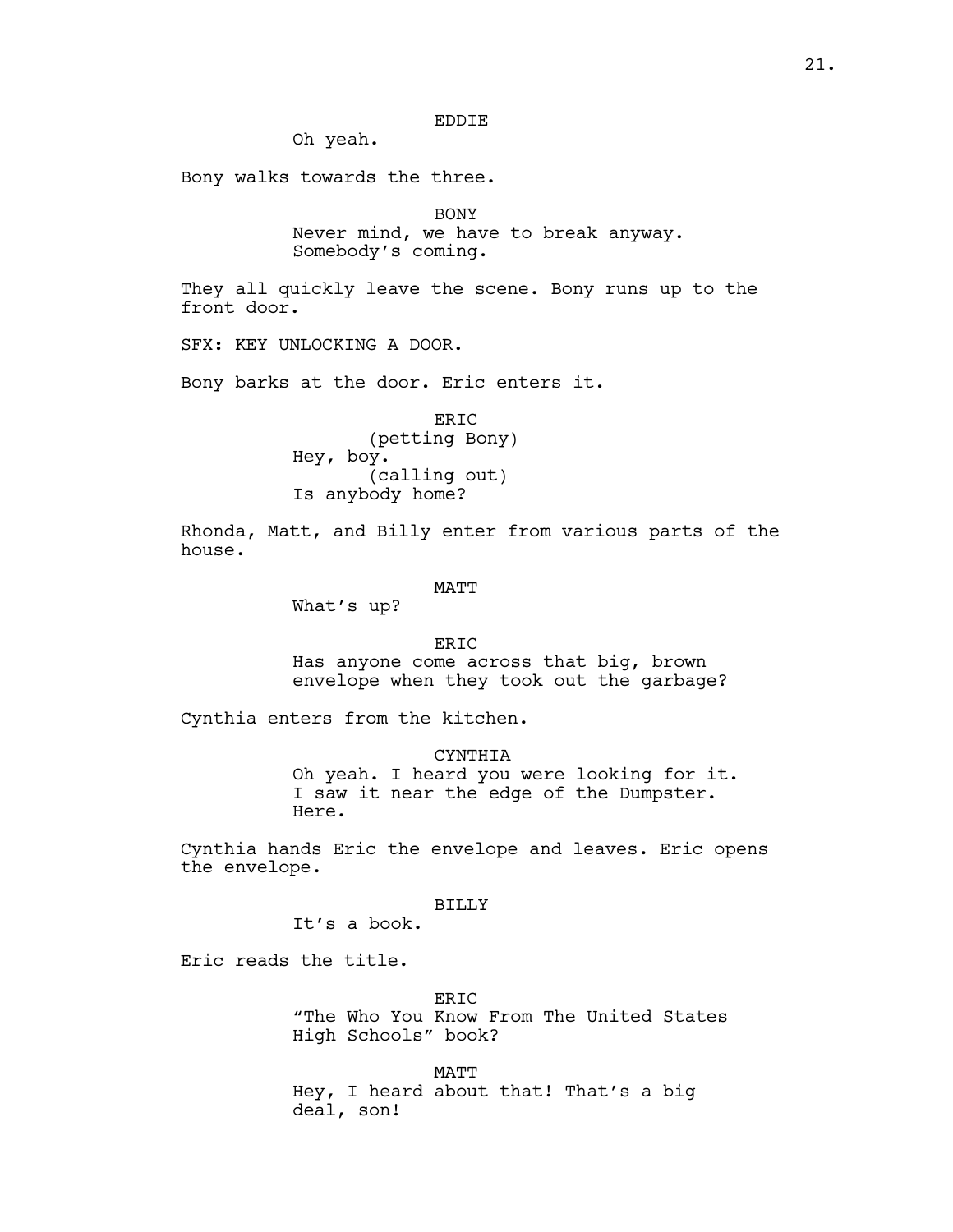EDDIE

Oh yeah.

Bony walks towards the three.

BONY

Never mind, we have to break anyway. Somebody's coming.

They all quickly leave the scene. Bony runs up to the front door.

SFX: KEY UNLOCKING A DOOR.

Bony barks at the door. Eric enters it.

ERIC

(petting Bony)

Hey, boy.

(calling out)

Is anybody home?

Rhonda, Matt, and Billy enter from various parts of the house.

MATT

What's up?

ERIC

Has anyone come across that big, brown envelope when they took out the garbage?

Cynthia enters from the kitchen.

CYNTHIA

Oh yeah. I heard you were looking for it. I saw it near the edge of the Dumpster. Here.

Cynthia hands Eric the envelope and leaves. Eric opens the envelope.

BILLY

It's a book.

Eric reads the title.

ERIC

"The Who You Know From The United States High Schools" book?

MATT

Hey, I heard about that! That's a big deal, son!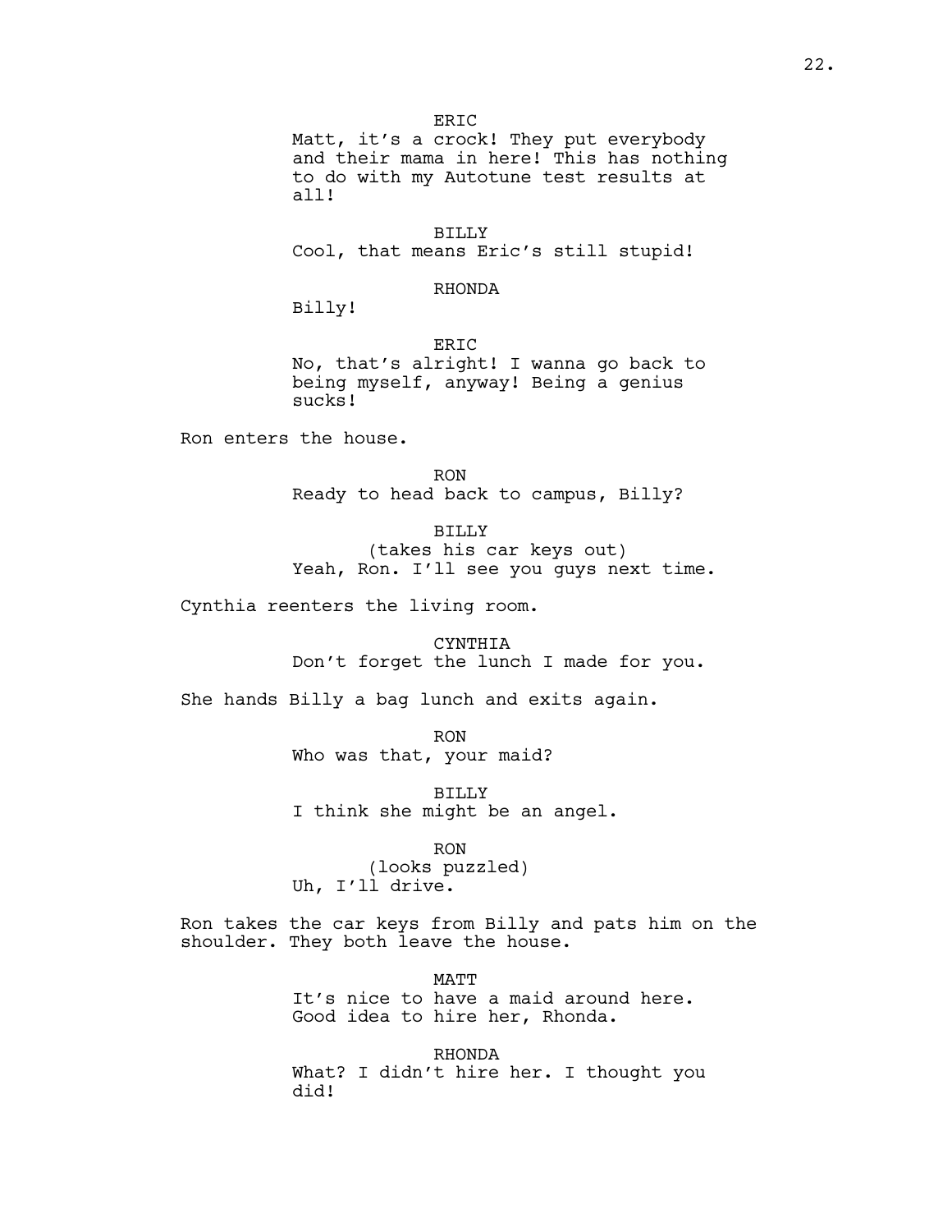ERIC

Matt, it's a crock! They put everybody and their mama in here! This has nothing to do with my Autotune test results at all!

BILLY

Cool, that means Eric's still stupid!

RHONDA

Billy!

ERIC

No, that's alright! I wanna go back to being myself, anyway! Being a genius sucks!

Ron enters the house.

RON

Ready to head back to campus, Billy?

BILLY

(takes his car keys out)

Yeah, Ron. I'll see you guys next time.

Cynthia reenters the living room.

CYNTHIA

Don't forget the lunch I made for you.

She hands Billy a bag lunch and exits again.

RON

Who was that, your maid?

BILLY

I think she might be an angel.

RON

(looks puzzled)

Uh, I'll drive.

Ron takes the car keys from Billy and pats him on the shoulder. They both leave the house.

MATT

It's nice to have a maid around here. Good idea to hire her, Rhonda.

RHONDA

What? I didn't hire her. I thought you did!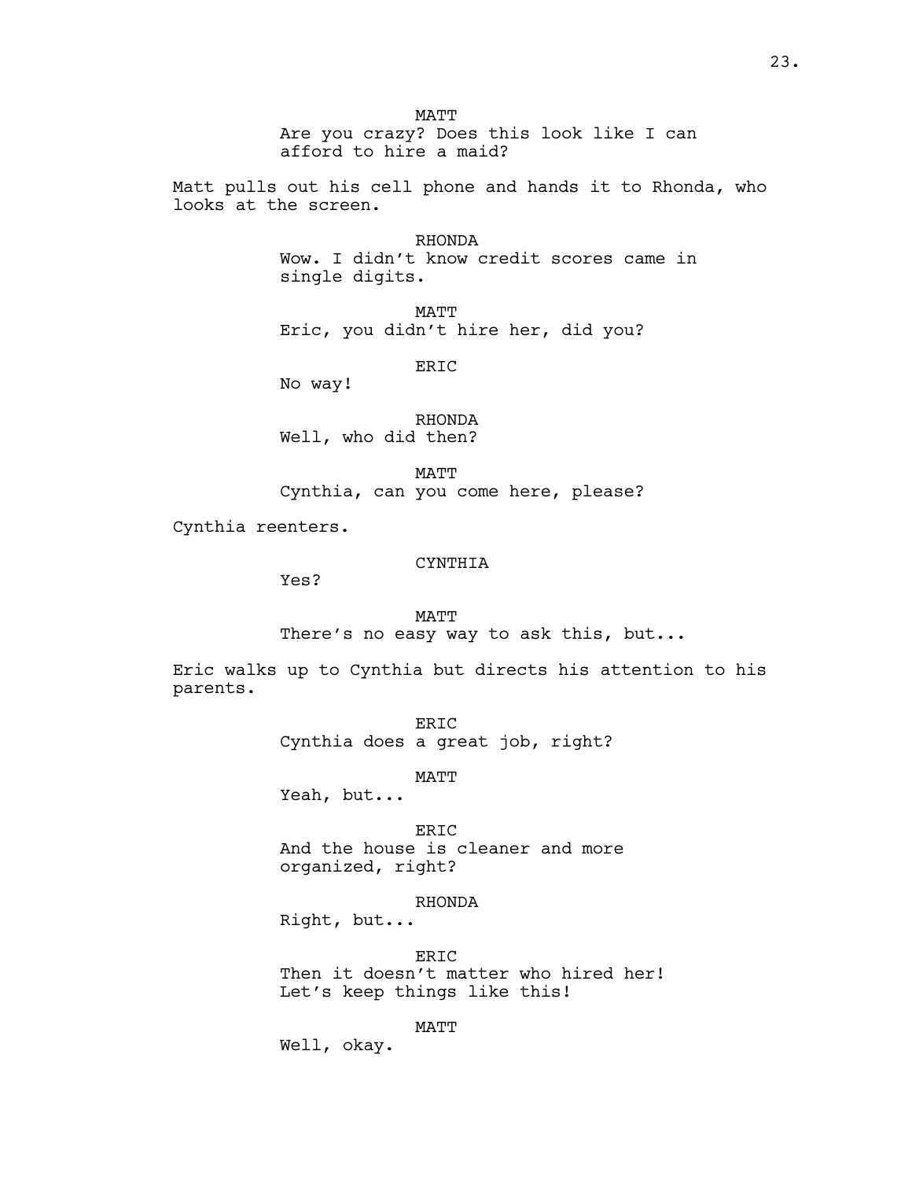MATT

Are you crazy? Does this look like I can afford to hire a maid?

Matt pulls out his cell phone and hands it to Rhonda, who looks at the screen.

RHONDA

Wow. I didn't know credit scores came in single digits.

MATT

Eric, you didn't hire her, did you?

ERIC

No way!

RHONDA

Well, who did then?

MATT

Cynthia, can you come here, please?

Cynthia reenters.

CYNTHIA

Yes?

MATT

There's no easy way to ask this, but...

Eric walks up to Cynthia but directs his attention to his parents.

ERIC

Cynthia does a great job, right?

MATT

Yeah, but...

ERIC

And the house is cleaner and more organized, right?

RHONDA

Right, but...

ERIC

Then it doesn't matter who hired her! Let's keep things like this!

MATT

Well, okay.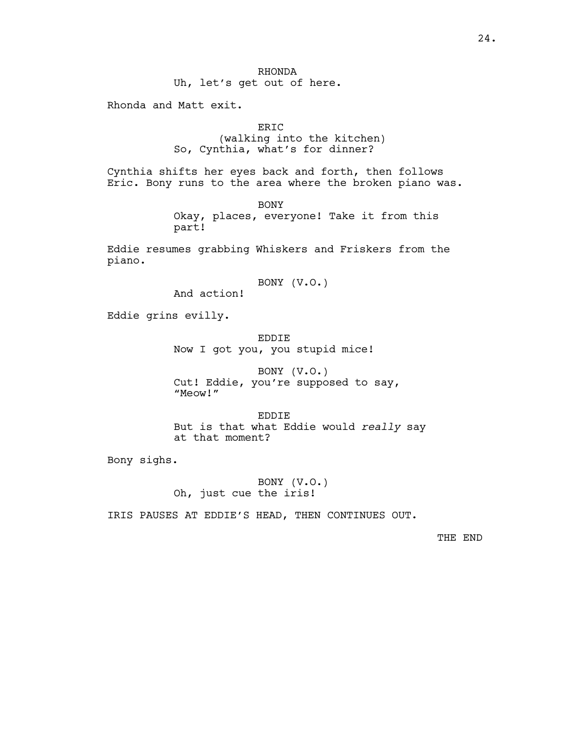RHONDA
Uh, let's get out of here.

Rhonda and Matt exit.

ERIC
(walking into the kitchen)
So, Cynthia, what's for dinner?

Cynthia shifts her eyes back and forth, then follows Eric. Bony runs to the area where the broken piano was.

BONY
Okay, places, everyone! Take it from this part!

Eddie resumes grabbing Whiskers and Friskers from the piano.

BONY (V.O.)
And action!

Eddie grins evilly.

EDDIE
Now I got you, you stupid mice!

BONY (V.O.)
Cut! Eddie, you're supposed to say, "Meow!"

EDDIE
But is that what Eddie would *really* say at that moment?

Bony sighs.

BONY (V.O.)
Oh, just cue the iris!

IRIS PAUSES AT EDDIE'S HEAD, THEN CONTINUES OUT.

THE END